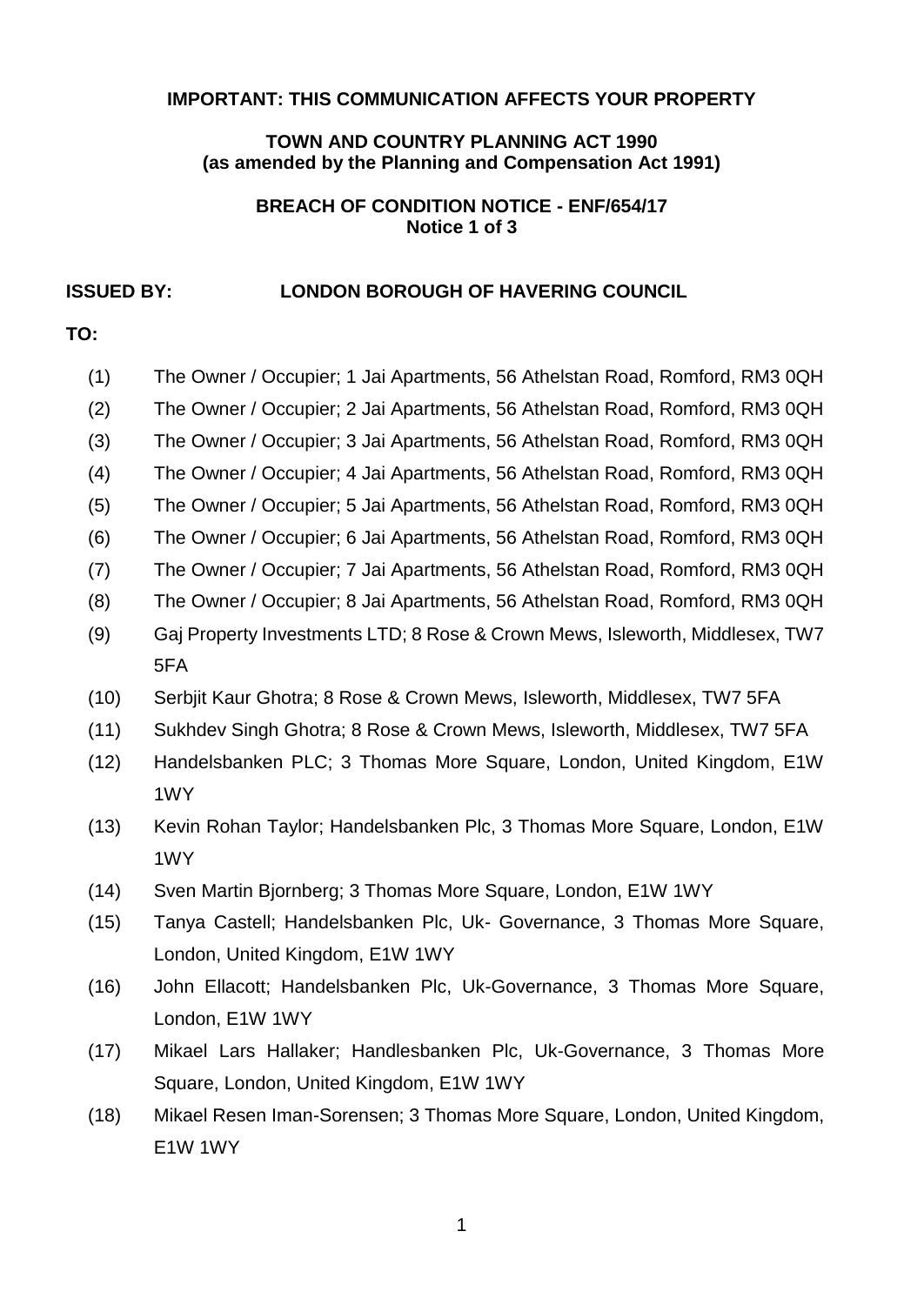**IMPORTANT: THIS COMMUNICATION AFFECTS YOUR PROPERTY**

**TOWN AND COUNTRY PLANNING ACT 1990**
**(as amended by the Planning and Compensation Act 1991)**

**BREACH OF CONDITION NOTICE - ENF/654/17**
**Notice 1 of 3**

**ISSUED BY:** **LONDON BOROUGH OF HAVERING COUNCIL**

**TO:**

(1) The Owner / Occupier; 1 Jai Apartments, 56 Athelstan Road, Romford, RM3 0QH

(2) The Owner / Occupier; 2 Jai Apartments, 56 Athelstan Road, Romford, RM3 0QH

(3) The Owner / Occupier; 3 Jai Apartments, 56 Athelstan Road, Romford, RM3 0QH

(4) The Owner / Occupier; 4 Jai Apartments, 56 Athelstan Road, Romford, RM3 0QH

(5) The Owner / Occupier; 5 Jai Apartments, 56 Athelstan Road, Romford, RM3 0QH

(6) The Owner / Occupier; 6 Jai Apartments, 56 Athelstan Road, Romford, RM3 0QH

(7) The Owner / Occupier; 7 Jai Apartments, 56 Athelstan Road, Romford, RM3 0QH

(8) The Owner / Occupier; 8 Jai Apartments, 56 Athelstan Road, Romford, RM3 0QH

(9) Gaj Property Investments LTD; 8 Rose & Crown Mews, Isleworth, Middlesex, TW7 5FA

(10) Serbjit Kaur Ghotra; 8 Rose & Crown Mews, Isleworth, Middlesex, TW7 5FA

(11) Sukhdev Singh Ghotra; 8 Rose & Crown Mews, Isleworth, Middlesex, TW7 5FA

(12) Handelsbanken PLC; 3 Thomas More Square, London, United Kingdom, E1W 1WY

(13) Kevin Rohan Taylor; Handelsbanken Plc, 3 Thomas More Square, London, E1W 1WY

(14) Sven Martin Bjornberg; 3 Thomas More Square, London, E1W 1WY

(15) Tanya Castell; Handelsbanken Plc, Uk- Governance, 3 Thomas More Square, London, United Kingdom, E1W 1WY

(16) John Ellacott; Handelsbanken Plc, Uk-Governance, 3 Thomas More Square, London, E1W 1WY

(17) Mikael Lars Hallaker; Handlesbanken Plc, Uk-Governance, 3 Thomas More Square, London, United Kingdom, E1W 1WY

(18) Mikael Resen Iman-Sorensen; 3 Thomas More Square, London, United Kingdom, E1W 1WY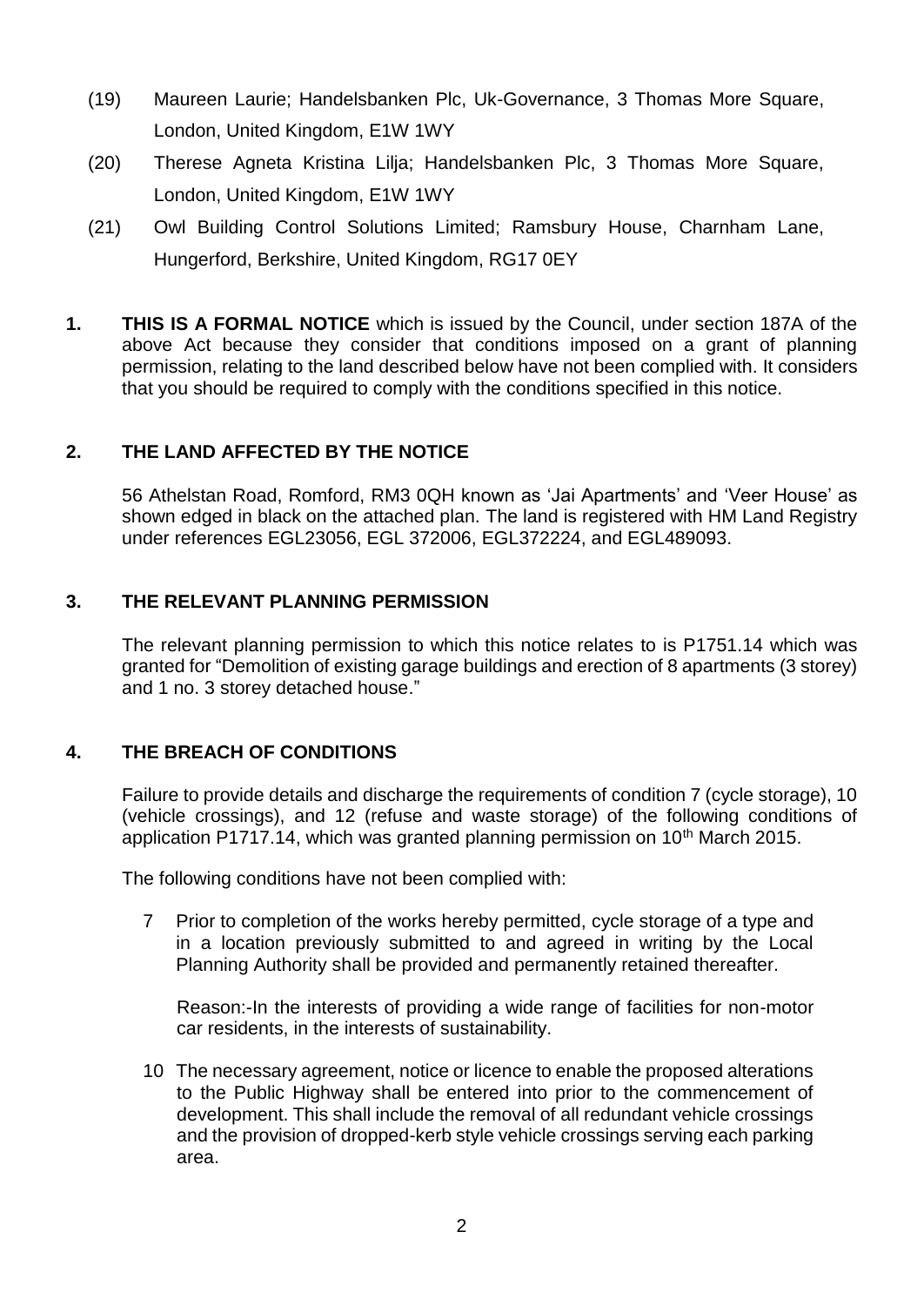(19) Maureen Laurie; Handelsbanken Plc, Uk-Governance, 3 Thomas More Square, London, United Kingdom, E1W 1WY

(20) Therese Agneta Kristina Lilja; Handelsbanken Plc, 3 Thomas More Square, London, United Kingdom, E1W 1WY

(21) Owl Building Control Solutions Limited; Ramsbury House, Charnham Lane, Hungerford, Berkshire, United Kingdom, RG17 0EY

**1. THIS IS A FORMAL NOTICE** which is issued by the Council, under section 187A of the above Act because they consider that conditions imposed on a grant of planning permission, relating to the land described below have not been complied with. It considers that you should be required to comply with the conditions specified in this notice.

**2. THE LAND AFFECTED BY THE NOTICE**

56 Athelstan Road, Romford, RM3 0QH known as 'Jai Apartments' and 'Veer House' as shown edged in black on the attached plan. The land is registered with HM Land Registry under references EGL23056, EGL 372006, EGL372224, and EGL489093.

**3. THE RELEVANT PLANNING PERMISSION**

The relevant planning permission to which this notice relates to is P1751.14 which was granted for "Demolition of existing garage buildings and erection of 8 apartments (3 storey) and 1 no. 3 storey detached house."

**4. THE BREACH OF CONDITIONS**

Failure to provide details and discharge the requirements of condition 7 (cycle storage), 10 (vehicle crossings), and 12 (refuse and waste storage) of the following conditions of application P1717.14, which was granted planning permission on 10th March 2015.

The following conditions have not been complied with:

7 Prior to completion of the works hereby permitted, cycle storage of a type and in a location previously submitted to and agreed in writing by the Local Planning Authority shall be provided and permanently retained thereafter.

Reason:-In the interests of providing a wide range of facilities for non-motor car residents, in the interests of sustainability.

10 The necessary agreement, notice or licence to enable the proposed alterations to the Public Highway shall be entered into prior to the commencement of development. This shall include the removal of all redundant vehicle crossings and the provision of dropped-kerb style vehicle crossings serving each parking area.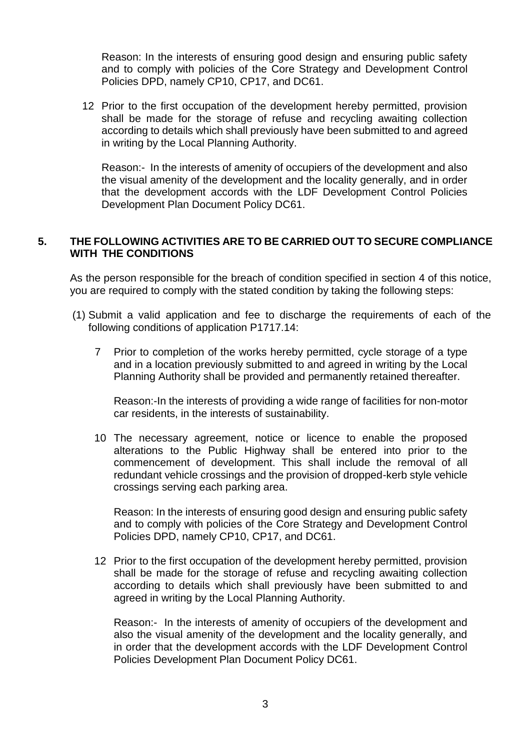Reason: In the interests of ensuring good design and ensuring public safety and to comply with policies of the Core Strategy and Development Control Policies DPD, namely CP10, CP17, and DC61.

12 Prior to the first occupation of the development hereby permitted, provision shall be made for the storage of refuse and recycling awaiting collection according to details which shall previously have been submitted to and agreed in writing by the Local Planning Authority.

Reason:- In the interests of amenity of occupiers of the development and also the visual amenity of the development and the locality generally, and in order that the development accords with the LDF Development Control Policies Development Plan Document Policy DC61.

## 5. THE FOLLOWING ACTIVITIES ARE TO BE CARRIED OUT TO SECURE COMPLIANCE WITH THE CONDITIONS

As the person responsible for the breach of condition specified in section 4 of this notice, you are required to comply with the stated condition by taking the following steps:

(1) Submit a valid application and fee to discharge the requirements of each of the following conditions of application P1717.14:

7 Prior to completion of the works hereby permitted, cycle storage of a type and in a location previously submitted to and agreed in writing by the Local Planning Authority shall be provided and permanently retained thereafter.

Reason:-In the interests of providing a wide range of facilities for non-motor car residents, in the interests of sustainability.

10 The necessary agreement, notice or licence to enable the proposed alterations to the Public Highway shall be entered into prior to the commencement of development. This shall include the removal of all redundant vehicle crossings and the provision of dropped-kerb style vehicle crossings serving each parking area.

Reason: In the interests of ensuring good design and ensuring public safety and to comply with policies of the Core Strategy and Development Control Policies DPD, namely CP10, CP17, and DC61.

12 Prior to the first occupation of the development hereby permitted, provision shall be made for the storage of refuse and recycling awaiting collection according to details which shall previously have been submitted to and agreed in writing by the Local Planning Authority.

Reason:- In the interests of amenity of occupiers of the development and also the visual amenity of the development and the locality generally, and in order that the development accords with the LDF Development Control Policies Development Plan Document Policy DC61.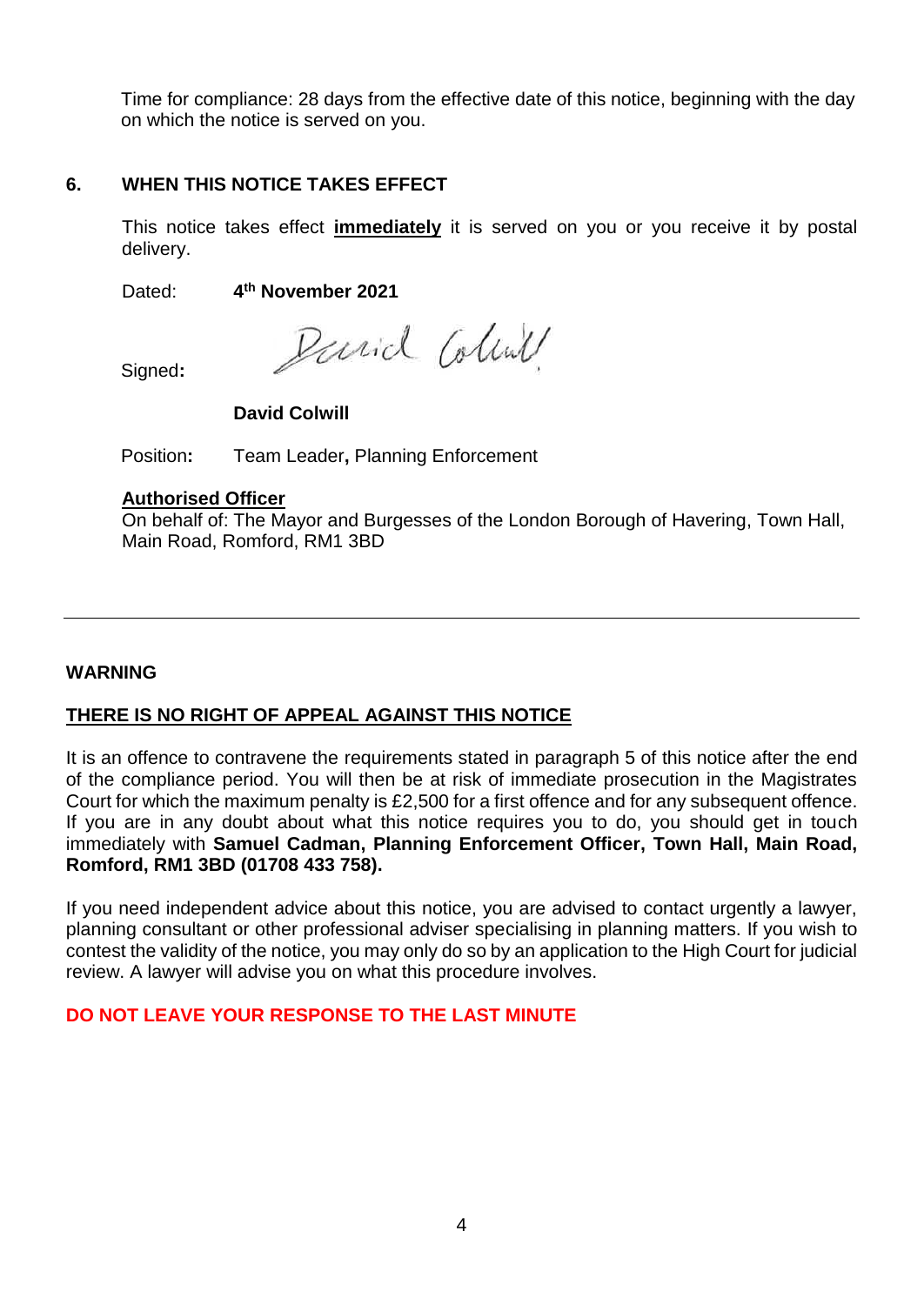Time for compliance: 28 days from the effective date of this notice, beginning with the day on which the notice is served on you.

## 6. WHEN THIS NOTICE TAKES EFFECT

This notice takes effect **immediately** it is served on you or you receive it by postal delivery.

Dated: **4th November 2021**

Signed: David Colwill

**David Colwill**

Position: Team Leader, Planning Enforcement

**Authorised Officer**
On behalf of: The Mayor and Burgesses of the London Borough of Havering, Town Hall, Main Road, Romford, RM1 3BD

---

**WARNING**

**THERE IS NO RIGHT OF APPEAL AGAINST THIS NOTICE**

It is an offence to contravene the requirements stated in paragraph 5 of this notice after the end of the compliance period. You will then be at risk of immediate prosecution in the Magistrates Court for which the maximum penalty is £2,500 for a first offence and for any subsequent offence. If you are in any doubt about what this notice requires you to do, you should get in touch immediately with **Samuel Cadman, Planning Enforcement Officer, Town Hall, Main Road, Romford, RM1 3BD (01708 433 758).**

If you need independent advice about this notice, you are advised to contact urgently a lawyer, planning consultant or other professional adviser specialising in planning matters. If you wish to contest the validity of the notice, you may only do so by an application to the High Court for judicial review. A lawyer will advise you on what this procedure involves.

**DO NOT LEAVE YOUR RESPONSE TO THE LAST MINUTE**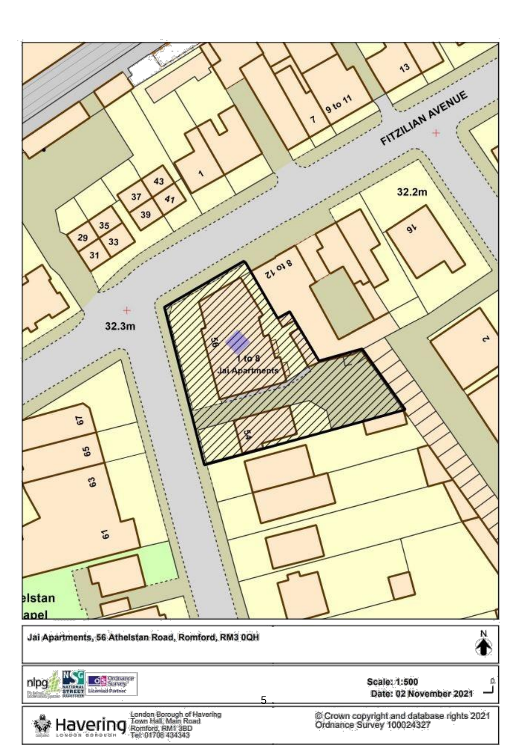FITZILIAN AVENUE

13

9 to 11

7

1

43

37

41

39

35

29

33

31

32.2m

16

8 to 12

32.3m

56

1 to 8
Jai Apartments

2

67

65

63

61

54

elstan
apel

Jai Apartments, 56 Athelstan Road, Romford, RM3 0QH

N

Scale: 1:500

Date: 02 November 2021

London Borough of Havering
Town Hall, Main Road
Romford, RM1 3BD
Tel: 01708 434343

© Crown copyright and database rights 2021 Ordnance Survey 100024327